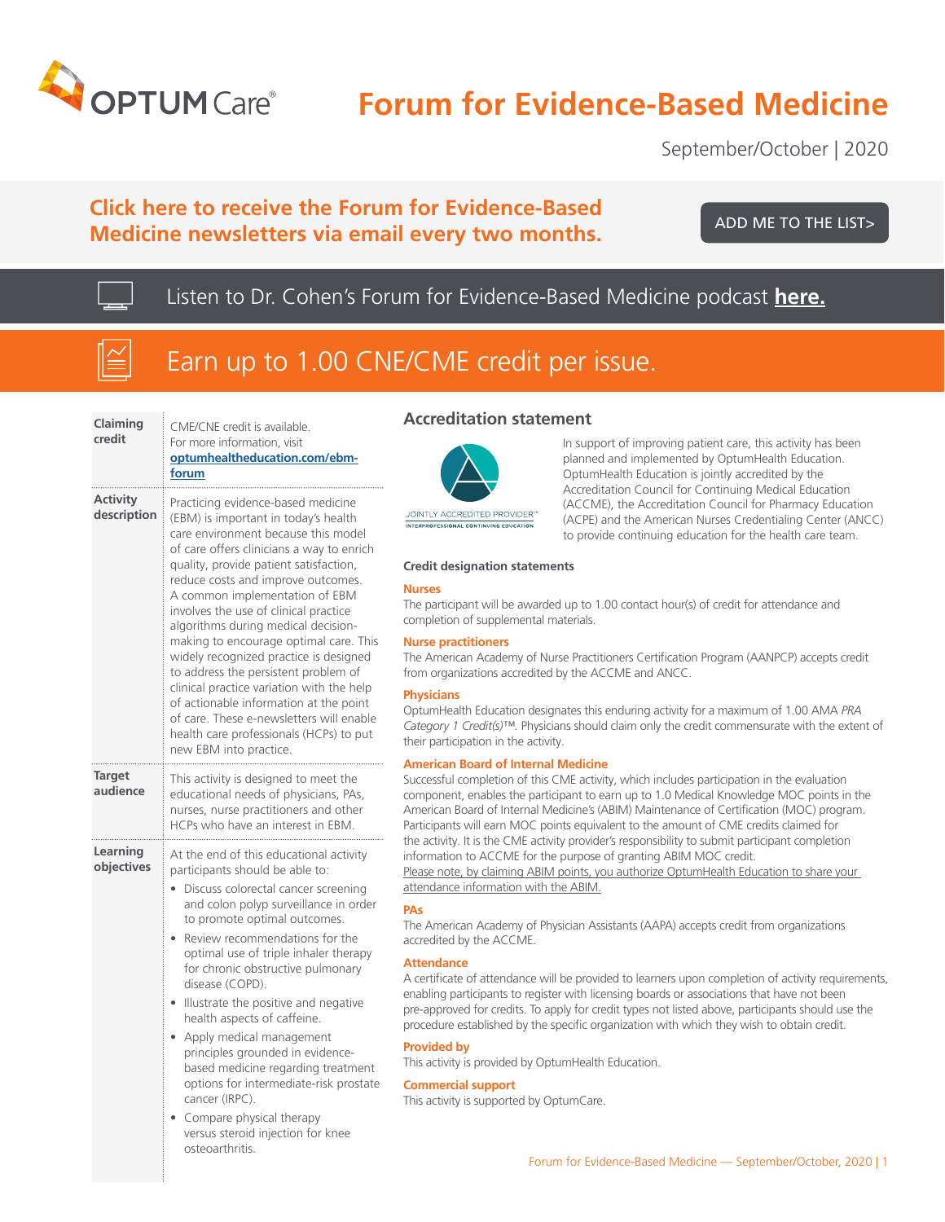OPTUM Care®

# Forum for Evidence-Based Medicine

September/October | 2020

**Click here to receive the Forum for Evidence-Based Medicine newsletters via email every two months.**

ADD ME TO THE LIST>

Listen to Dr. Cohen's Forum for Evidence-Based Medicine podcast **here.**

Earn up to 1.00 CNE/CME credit per issue.

| | |
|---|---|
| **Claiming credit** | CME/CNE credit is available. For more information, visit **optumhealtheducation.com/ebm-forum** |
| **Activity description** | Practicing evidence-based medicine (EBM) is important in today's health care environment because this model of care offers clinicians a way to enrich quality, provide patient satisfaction, reduce costs and improve outcomes. A common implementation of EBM involves the use of clinical practice algorithms during medical decision-making to encourage optimal care. This widely recognized practice is designed to address the persistent problem of clinical practice variation with the help of actionable information at the point of care. These e-newsletters will enable health care professionals (HCPs) to put new EBM into practice. |
| **Target audience** | This activity is designed to meet the educational needs of physicians, PAs, nurses, nurse practitioners and other HCPs who have an interest in EBM. |
| **Learning objectives** | At the end of this educational activity participants should be able to: <br>• Discuss colorectal cancer screening and colon polyp surveillance in order to promote optimal outcomes. <br>• Review recommendations for the optimal use of triple inhaler therapy for chronic obstructive pulmonary disease (COPD). <br>• Illustrate the positive and negative health aspects of caffeine. <br>• Apply medical management principles grounded in evidence-based medicine regarding treatment options for intermediate-risk prostate cancer (IRPC). <br>• Compare physical therapy versus steroid injection for knee osteoarthritis. |

## Accreditation statement

JOINTLY ACCREDITED PROVIDER™ INTERPROFESSIONAL CONTINUING EDUCATION

In support of improving patient care, this activity has been planned and implemented by OptumHealth Education. OptumHealth Education is jointly accredited by the Accreditation Council for Continuing Medical Education (ACCME), the Accreditation Council for Pharmacy Education (ACPE) and the American Nurses Credentialing Center (ANCC) to provide continuing education for the health care team.

### Credit designation statements

**Nurses**

The participant will be awarded up to 1.00 contact hour(s) of credit for attendance and completion of supplemental materials.

**Nurse practitioners**

The American Academy of Nurse Practitioners Certification Program (AANPCP) accepts credit from organizations accredited by the ACCME and ANCC.

**Physicians**

OptumHealth Education designates this enduring activity for a maximum of 1.00 AMA *PRA Category 1 Credit(s)*™. Physicians should claim only the credit commensurate with the extent of their participation in the activity.

**American Board of Internal Medicine**

Successful completion of this CME activity, which includes participation in the evaluation component, enables the participant to earn up to 1.0 Medical Knowledge MOC points in the American Board of Internal Medicine's (ABIM) Maintenance of Certification (MOC) program. Participants will earn MOC points equivalent to the amount of CME credits claimed for the activity. It is the CME activity provider's responsibility to submit participant completion information to ACCME for the purpose of granting ABIM MOC credit.
Please note, by claiming ABIM points, you authorize OptumHealth Education to share your attendance information with the ABIM.

**PAs**

The American Academy of Physician Assistants (AAPA) accepts credit from organizations accredited by the ACCME.

**Attendance**

A certificate of attendance will be provided to learners upon completion of activity requirements, enabling participants to register with licensing boards or associations that have not been pre-approved for credits. To apply for credit types not listed above, participants should use the procedure established by the specific organization with which they wish to obtain credit.

**Provided by**

This activity is provided by OptumHealth Education.

**Commercial support**

This activity is supported by OptumCare.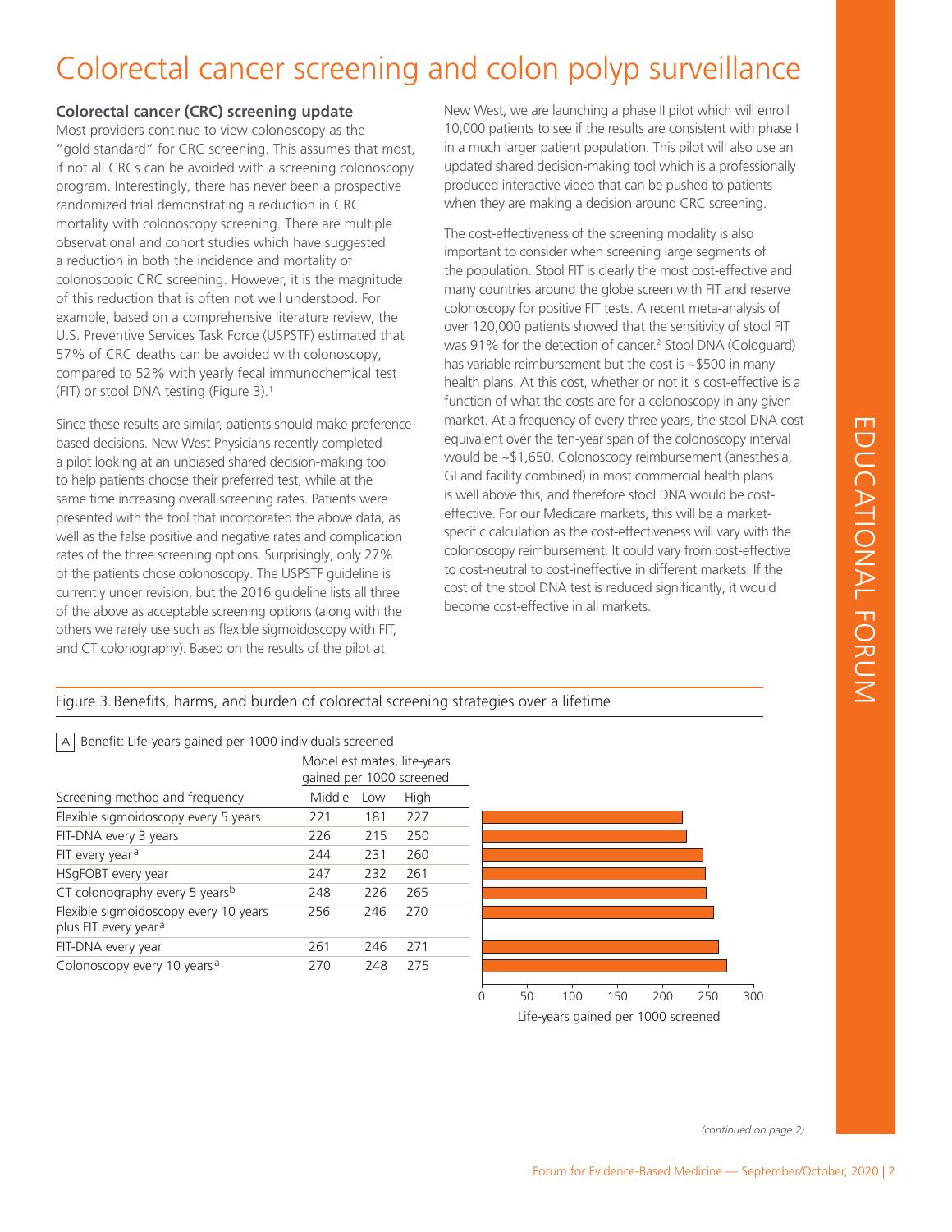# Colorectal cancer screening and colon polyp surveillance

### Colorectal cancer (CRC) screening update

Most providers continue to view colonoscopy as the "gold standard" for CRC screening. This assumes that most, if not all CRCs can be avoided with a screening colonoscopy program. Interestingly, there has never been a prospective randomized trial demonstrating a reduction in CRC mortality with colonoscopy screening. There are multiple observational and cohort studies which have suggested a reduction in both the incidence and mortality of colonoscopic CRC screening. However, it is the magnitude of this reduction that is often not well understood. For example, based on a comprehensive literature review, the U.S. Preventive Services Task Force (USPSTF) estimated that 57% of CRC deaths can be avoided with colonoscopy, compared to 52% with yearly fecal immunochemical test (FIT) or stool DNA testing (Figure 3).[1]

Since these results are similar, patients should make preference-based decisions. New West Physicians recently completed a pilot looking at an unbiased shared decision-making tool to help patients choose their preferred test, while at the same time increasing overall screening rates. Patients were presented with the tool that incorporated the above data, as well as the false positive and negative rates and complication rates of the three screening options. Surprisingly, only 27% of the patients chose colonoscopy. The USPSTF guideline is currently under revision, but the 2016 guideline lists all three of the above as acceptable screening options (along with the others we rarely use such as flexible sigmoidoscopy with FIT, and CT colonography). Based on the results of the pilot at New West, we are launching a phase II pilot which will enroll 10,000 patients to see if the results are consistent with phase I in a much larger patient population. This pilot will also use an updated shared decision-making tool which is a professionally produced interactive video that can be pushed to patients when they are making a decision around CRC screening.

The cost-effectiveness of the screening modality is also important to consider when screening large segments of the population. Stool FIT is clearly the most cost-effective and many countries around the globe screen with FIT and reserve colonoscopy for positive FIT tests. A recent meta-analysis of over 120,000 patients showed that the sensitivity of stool FIT was 91% for the detection of cancer.[2] Stool DNA (Cologuard) has variable reimbursement but the cost is ~$500 in many health plans. At this cost, whether or not it is cost-effective is a function of what the costs are for a colonoscopy in any given market. At a frequency of every three years, the stool DNA cost equivalent over the ten-year span of the colonoscopy interval would be ~$1,650. Colonoscopy reimbursement (anesthesia, GI and facility combined) in most commercial health plans is well above this, and therefore stool DNA would be cost-effective. For our Medicare markets, this will be a market-specific calculation as the cost-effectiveness will vary with the colonoscopy reimbursement. It could vary from cost-effective to cost-neutral to cost-ineffective in different markets. If the cost of the stool DNA test is reduced significantly, it would become cost-effective in all markets.

Figure 3. Benefits, harms, and burden of colorectal screening strategies over a lifetime

A  Benefit: Life-years gained per 1000 individuals screened

| Screening method and frequency | Model estimates, life-years gained per 1000 screened | | |
|---|---|---|---|
| | Middle | Low | High |
| Flexible sigmoidoscopy every 5 years | 221 | 181 | 227 |
| FIT-DNA every 3 years | 226 | 215 | 250 |
| FIT every year[a] | 244 | 231 | 260 |
| HSgFOBT every year | 247 | 232 | 261 |
| CT colonography every 5 years[b] | 248 | 226 | 265 |
| Flexible sigmoidoscopy every 10 years plus FIT every year[a] | 256 | 246 | 270 |
| FIT-DNA every year | 261 | 246 | 271 |
| Colonoscopy every 10 years[a] | 270 | 248 | 275 |

Life-years gained per 1000 screened

*(continued on page 2)*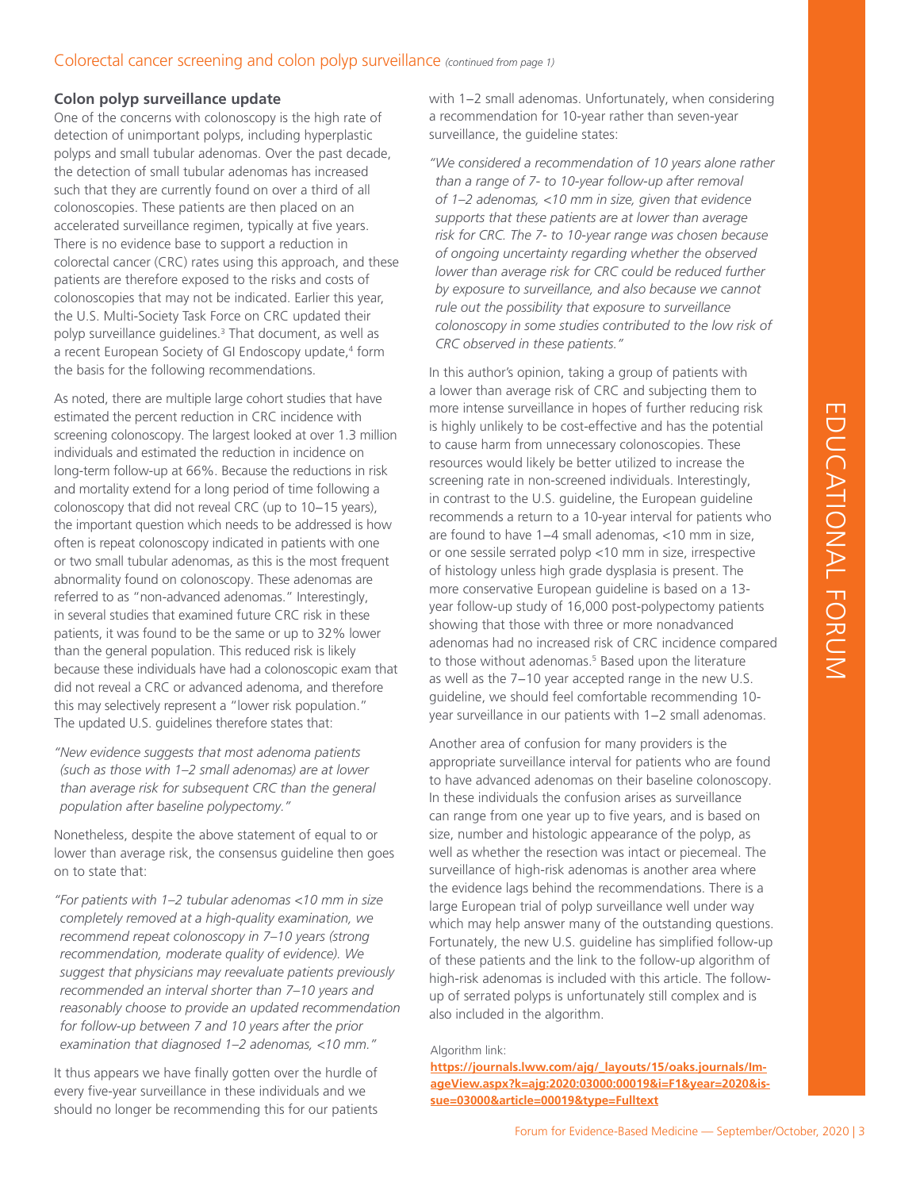Colorectal cancer screening and colon polyp surveillance *(continued from page 1)*

### Colon polyp surveillance update

One of the concerns with colonoscopy is the high rate of detection of unimportant polyps, including hyperplastic polyps and small tubular adenomas. Over the past decade, the detection of small tubular adenomas has increased such that they are currently found on over a third of all colonoscopies. These patients are then placed on an accelerated surveillance regimen, typically at five years. There is no evidence base to support a reduction in colorectal cancer (CRC) rates using this approach, and these patients are therefore exposed to the risks and costs of colonoscopies that may not be indicated. Earlier this year, the U.S. Multi-Society Task Force on CRC updated their polyp surveillance guidelines.[3] That document, as well as a recent European Society of GI Endoscopy update,[4] form the basis for the following recommendations.

As noted, there are multiple large cohort studies that have estimated the percent reduction in CRC incidence with screening colonoscopy. The largest looked at over 1.3 million individuals and estimated the reduction in incidence on long-term follow-up at 66%. Because the reductions in risk and mortality extend for a long period of time following a colonoscopy that did not reveal CRC (up to 10–15 years), the important question which needs to be addressed is how often is repeat colonoscopy indicated in patients with one or two small tubular adenomas, as this is the most frequent abnormality found on colonoscopy. These adenomas are referred to as "non-advanced adenomas." Interestingly, in several studies that examined future CRC risk in these patients, it was found to be the same or up to 32% lower than the general population. This reduced risk is likely because these individuals have had a colonoscopic exam that did not reveal a CRC or advanced adenoma, and therefore this may selectively represent a "lower risk population." The updated U.S. guidelines therefore states that:

> *"New evidence suggests that most adenoma patients (such as those with 1–2 small adenomas) are at lower than average risk for subsequent CRC than the general population after baseline polypectomy."*

Nonetheless, despite the above statement of equal to or lower than average risk, the consensus guideline then goes on to state that:

> *"For patients with 1–2 tubular adenomas <10 mm in size completely removed at a high-quality examination, we recommend repeat colonoscopy in 7–10 years (strong recommendation, moderate quality of evidence). We suggest that physicians may reevaluate patients previously recommended an interval shorter than 7–10 years and reasonably choose to provide an updated recommendation for follow-up between 7 and 10 years after the prior examination that diagnosed 1–2 adenomas, <10 mm."*

It thus appears we have finally gotten over the hurdle of every five-year surveillance in these individuals and we should no longer be recommending this for our patients with 1–2 small adenomas. Unfortunately, when considering a recommendation for 10-year rather than seven-year surveillance, the guideline states:

> *"We considered a recommendation of 10 years alone rather than a range of 7- to 10-year follow-up after removal of 1–2 adenomas, <10 mm in size, given that evidence supports that these patients are at lower than average risk for CRC. The 7- to 10-year range was chosen because of ongoing uncertainty regarding whether the observed lower than average risk for CRC could be reduced further by exposure to surveillance, and also because we cannot rule out the possibility that exposure to surveillance colonoscopy in some studies contributed to the low risk of CRC observed in these patients."*

In this author's opinion, taking a group of patients with a lower than average risk of CRC and subjecting them to more intense surveillance in hopes of further reducing risk is highly unlikely to be cost-effective and has the potential to cause harm from unnecessary colonoscopies. These resources would likely be better utilized to increase the screening rate in non-screened individuals. Interestingly, in contrast to the U.S. guideline, the European guideline recommends a return to a 10-year interval for patients who are found to have 1–4 small adenomas, <10 mm in size, or one sessile serrated polyp <10 mm in size, irrespective of histology unless high grade dysplasia is present. The more conservative European guideline is based on a 13-year follow-up study of 16,000 post-polypectomy patients showing that those with three or more nonadvanced adenomas had no increased risk of CRC incidence compared to those without adenomas.[5] Based upon the literature as well as the 7–10 year accepted range in the new U.S. guideline, we should feel comfortable recommending 10-year surveillance in our patients with 1–2 small adenomas.

Another area of confusion for many providers is the appropriate surveillance interval for patients who are found to have advanced adenomas on their baseline colonoscopy. In these individuals the confusion arises as surveillance can range from one year up to five years, and is based on size, number and histologic appearance of the polyp, as well as whether the resection was intact or piecemeal. The surveillance of high-risk adenomas is another area where the evidence lags behind the recommendations. There is a large European trial of polyp surveillance well under way which may help answer many of the outstanding questions. Fortunately, the new U.S. guideline has simplified follow-up of these patients and the link to the follow-up algorithm of high-risk adenomas is included with this article. The follow-up of serrated polyps is unfortunately still complex and is also included in the algorithm.

Algorithm link:
**https://journals.lww.com/ajg/_layouts/15/oaks.journals/ImageView.aspx?k=ajg:2020:03000:00019&i=F1&year=2020&issue=03000&article=00019&type=Fulltext**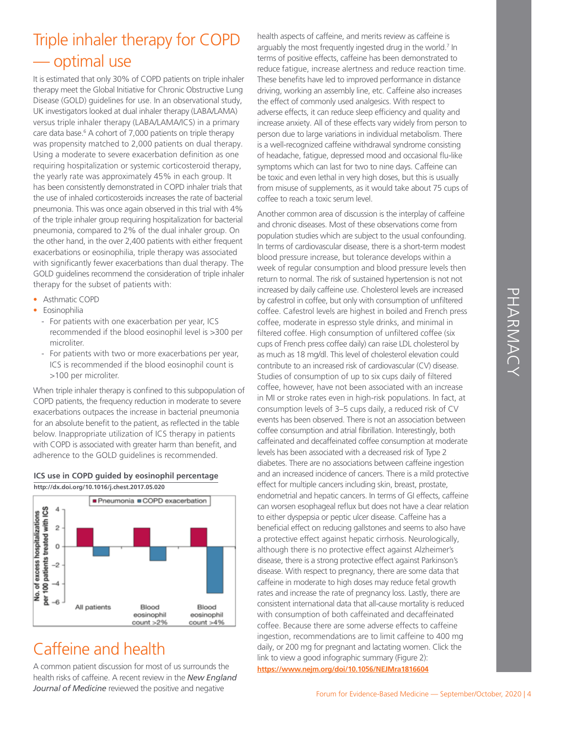# Triple inhaler therapy for COPD — optimal use

It is estimated that only 30% of COPD patients on triple inhaler therapy meet the Global Initiative for Chronic Obstructive Lung Disease (GOLD) guidelines for use. In an observational study, UK investigators looked at dual inhaler therapy (LABA/LAMA) versus triple inhaler therapy (LABA/LAMA/ICS) in a primary care data base.[6] A cohort of 7,000 patients on triple therapy was propensity matched to 2,000 patients on dual therapy. Using a moderate to severe exacerbation definition as one requiring hospitalization or systemic corticosteroid therapy, the yearly rate was approximately 45% in each group. It has been consistently demonstrated in COPD inhaler trials that the use of inhaled corticosteroids increases the rate of bacterial pneumonia. This was once again observed in this trial with 4% of the triple inhaler group requiring hospitalization for bacterial pneumonia, compared to 2% of the dual inhaler group. On the other hand, in the over 2,400 patients with either frequent exacerbations or eosinophilia, triple therapy was associated with significantly fewer exacerbations than dual therapy. The GOLD guidelines recommend the consideration of triple inhaler therapy for the subset of patients with:

- Asthmatic COPD
- Eosinophilia
  - For patients with one exacerbation per year, ICS recommended if the blood eosinophil level is >300 per microliter.
  - For patients with two or more exacerbations per year, ICS is recommended if the blood eosinophil count is >100 per microliter.

When triple inhaler therapy is confined to this subpopulation of COPD patients, the frequency reduction in moderate to severe exacerbations outpaces the increase in bacterial pneumonia for an absolute benefit to the patient, as reflected in the table below. Inappropriate utilization of ICS therapy in patients with COPD is associated with greater harm than benefit, and adherence to the GOLD guidelines is recommended.

**ICS use in COPD guided by eosinophil percentage**
**http://dx.doi.org/10.1016/j.chest.2017.05.020**

# Caffeine and health

A common patient discussion for most of us surrounds the health risks of caffeine. A recent review in the *New England Journal of Medicine* reviewed the positive and negative health aspects of caffeine, and merits review as caffeine is arguably the most frequently ingested drug in the world.[7] In terms of positive effects, caffeine has been demonstrated to reduce fatigue, increase alertness and reduce reaction time. These benefits have led to improved performance in distance driving, working an assembly line, etc. Caffeine also increases the effect of commonly used analgesics. With respect to adverse effects, it can reduce sleep efficiency and quality and increase anxiety. All of these effects vary widely from person to person due to large variations in individual metabolism. There is a well-recognized caffeine withdrawal syndrome consisting of headache, fatigue, depressed mood and occasional flu-like symptoms which can last for two to nine days. Caffeine can be toxic and even lethal in very high doses, but this is usually from misuse of supplements, as it would take about 75 cups of coffee to reach a toxic serum level.

Another common area of discussion is the interplay of caffeine and chronic diseases. Most of these observations come from population studies which are subject to the usual confounding. In terms of cardiovascular disease, there is a short-term modest blood pressure increase, but tolerance develops within a week of regular consumption and blood pressure levels then return to normal. The risk of sustained hypertension is not not increased by daily caffeine use. Cholesterol levels are increased by cafestrol in coffee, but only with consumption of unfiltered coffee. Cafestrol levels are highest in boiled and French press coffee, moderate in espresso style drinks, and minimal in filtered coffee. High consumption of unfiltered coffee (six cups of French press coffee daily) can raise LDL cholesterol by as much as 18 mg/dl. This level of cholesterol elevation could contribute to an increased risk of cardiovascular (CV) disease. Studies of consumption of up to six cups daily of filtered coffee, however, have not been associated with an increase in MI or stroke rates even in high-risk populations. In fact, at consumption levels of 3–5 cups daily, a reduced risk of CV events has been observed. There is not an association between coffee consumption and atrial fibrillation. Interestingly, both caffeinated and decaffeinated coffee consumption at moderate levels has been associated with a decreased risk of Type 2 diabetes. There are no associations between caffeine ingestion and an increased incidence of cancers. There is a mild protective effect for multiple cancers including skin, breast, prostate, endometrial and hepatic cancers. In terms of GI effects, caffeine can worsen esophageal reflux but does not have a clear relation to either dyspepsia or peptic ulcer disease. Caffeine has a beneficial effect on reducing gallstones and seems to also have a protective effect against hepatic cirrhosis. Neurologically, although there is no protective effect against Alzheimer's disease, there is a strong protective effect against Parkinson's disease. With respect to pregnancy, there are some data that caffeine in moderate to high doses may reduce fetal growth rates and increase the rate of pregnancy loss. Lastly, there are consistent international data that all-cause mortality is reduced with consumption of both caffeinated and decaffeinated coffee. Because there are some adverse effects to caffeine ingestion, recommendations are to limit caffeine to 400 mg daily, or 200 mg for pregnant and lactating women. Click the link to view a good infographic summary (Figure 2): **https://www.nejm.org/doi/10.1056/NEJMra1816604**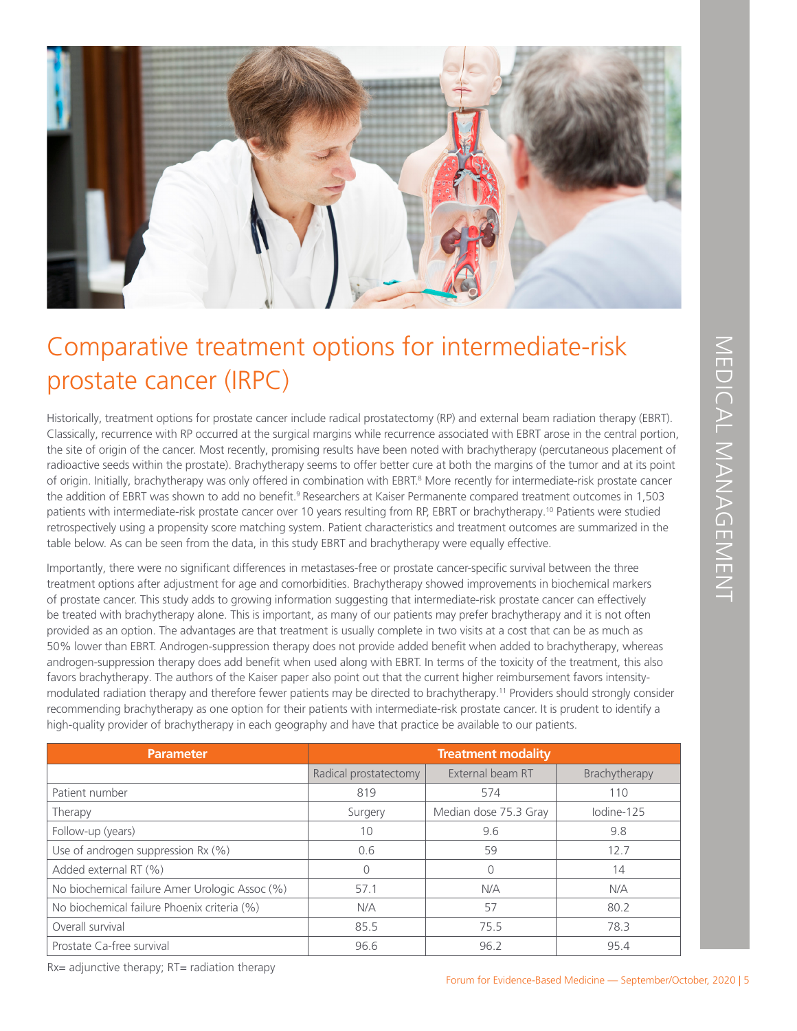# Comparative treatment options for intermediate-risk prostate cancer (IRPC)

Historically, treatment options for prostate cancer include radical prostatectomy (RP) and external beam radiation therapy (EBRT). Classically, recurrence with RP occurred at the surgical margins while recurrence associated with EBRT arose in the central portion, the site of origin of the cancer. Most recently, promising results have been noted with brachytherapy (percutaneous placement of radioactive seeds within the prostate). Brachytherapy seems to offer better cure at both the margins of the tumor and at its point of origin. Initially, brachytherapy was only offered in combination with EBRT.[8] More recently for intermediate-risk prostate cancer the addition of EBRT was shown to add no benefit.[9] Researchers at Kaiser Permanente compared treatment outcomes in 1,503 patients with intermediate-risk prostate cancer over 10 years resulting from RP, EBRT or brachytherapy.[10] Patients were studied retrospectively using a propensity score matching system. Patient characteristics and treatment outcomes are summarized in the table below. As can be seen from the data, in this study EBRT and brachytherapy were equally effective.

Importantly, there were no significant differences in metastases-free or prostate cancer-specific survival between the three treatment options after adjustment for age and comorbidities. Brachytherapy showed improvements in biochemical markers of prostate cancer. This study adds to growing information suggesting that intermediate-risk prostate cancer can effectively be treated with brachytherapy alone. This is important, as many of our patients may prefer brachytherapy and it is not often provided as an option. The advantages are that treatment is usually complete in two visits at a cost that can be as much as 50% lower than EBRT. Androgen-suppression therapy does not provide added benefit when added to brachytherapy, whereas androgen-suppression therapy does add benefit when used along with EBRT. In terms of the toxicity of the treatment, this also favors brachytherapy. The authors of the Kaiser paper also point out that the current higher reimbursement favors intensity-modulated radiation therapy and therefore fewer patients may be directed to brachytherapy.[11] Providers should strongly consider recommending brachytherapy as one option for their patients with intermediate-risk prostate cancer. It is prudent to identify a high-quality provider of brachytherapy in each geography and have that practice be available to our patients.

| Parameter | Treatment modality | | |
|---|---|---|---|
| | Radical prostatectomy | External beam RT | Brachytherapy |
| Patient number | 819 | 574 | 110 |
| Therapy | Surgery | Median dose 75.3 Gray | Iodine-125 |
| Follow-up (years) | 10 | 9.6 | 9.8 |
| Use of androgen suppression Rx (%) | 0.6 | 59 | 12.7 |
| Added external RT (%) | 0 | 0 | 14 |
| No biochemical failure Amer Urologic Assoc (%) | 57.1 | N/A | N/A |
| No biochemical failure Phoenix criteria (%) | N/A | 57 | 80.2 |
| Overall survival | 85.5 | 75.5 | 78.3 |
| Prostate Ca-free survival | 96.6 | 96.2 | 95.4 |

Rx= adjunctive therapy; RT= radiation therapy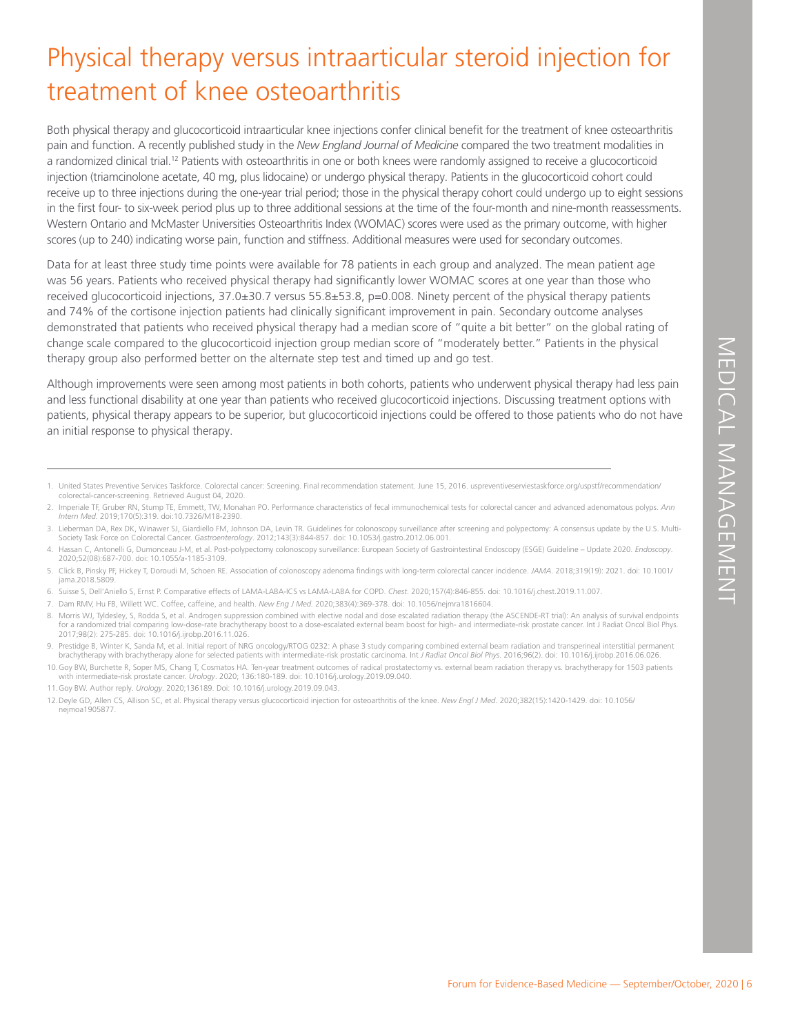# Physical therapy versus intraarticular steroid injection for treatment of knee osteoarthritis

Both physical therapy and glucocorticoid intraarticular knee injections confer clinical benefit for the treatment of knee osteoarthritis pain and function. A recently published study in the *New England Journal of Medicine* compared the two treatment modalities in a randomized clinical trial.[12] Patients with osteoarthritis in one or both knees were randomly assigned to receive a glucocorticoid injection (triamcinolone acetate, 40 mg, plus lidocaine) or undergo physical therapy. Patients in the glucocorticoid cohort could receive up to three injections during the one-year trial period; those in the physical therapy cohort could undergo up to eight sessions in the first four- to six-week period plus up to three additional sessions at the time of the four-month and nine-month reassessments. Western Ontario and McMaster Universities Osteoarthritis Index (WOMAC) scores were used as the primary outcome, with higher scores (up to 240) indicating worse pain, function and stiffness. Additional measures were used for secondary outcomes.

Data for at least three study time points were available for 78 patients in each group and analyzed. The mean patient age was 56 years. Patients who received physical therapy had significantly lower WOMAC scores at one year than those who received glucocorticoid injections, 37.0±30.7 versus 55.8±53.8, p=0.008. Ninety percent of the physical therapy patients and 74% of the cortisone injection patients had clinically significant improvement in pain. Secondary outcome analyses demonstrated that patients who received physical therapy had a median score of "quite a bit better" on the global rating of change scale compared to the glucocorticoid injection group median score of "moderately better." Patients in the physical therapy group also performed better on the alternate step test and timed up and go test.

Although improvements were seen among most patients in both cohorts, patients who underwent physical therapy had less pain and less functional disability at one year than patients who received glucocorticoid injections. Discussing treatment options with patients, physical therapy appears to be superior, but glucocorticoid injections could be offered to those patients who do not have an initial response to physical therapy.

---

1. United States Preventive Services Taskforce. Colorectal cancer: Screening. Final recommendation statement. June 15, 2016. uspreventiveserviestaskforce.org/uspstf/recommendation/colorectal-cancer-screening. Retrieved August 04, 2020.
2. Imperiale TF, Gruber RN, Stump TE, Emmett, TW, Monahan PO. Performance characteristics of fecal immunochemical tests for colorectal cancer and advanced adenomatous polyps. *Ann Intern Med.* 2019;170(5):319. doi:10.7326/M18-2390.
3. Lieberman DA, Rex DK, Winawer SJ, Giardiello FM, Johnson DA, Levin TR. Guidelines for colonoscopy surveillance after screening and polypectomy: A consensus update by the U.S. Multi-Society Task Force on Colorectal Cancer. *Gastroenterology*. 2012;143(3):844-857. doi: 10.1053/j.gastro.2012.06.001.
4. Hassan C, Antonelli G, Dumonceau J-M, et al. Post-polypectomy colonoscopy surveillance: European Society of Gastrointestinal Endoscopy (ESGE) Guideline – Update 2020. *Endoscopy*. 2020;52(08):687-700. doi: 10.1055/a-1185-3109.
5. Click B, Pinsky PF, Hickey T, Doroudi M, Schoen RE. Association of colonoscopy adenoma findings with long-term colorectal cancer incidence. *JAMA*. 2018;319(19): 2021. doi: 10.1001/jama.2018.5809.
6. Suisse S, Dell'Aniello S, Ernst P. Comparative effects of LAMA-LABA-ICS vs LAMA-LABA for COPD. *Chest*. 2020;157(4):846-855. doi: 10.1016/j.chest.2019.11.007.
7. Dam RMV, Hu FB, Willett WC. Coffee, caffeine, and health. *New Eng J Med.* 2020;383(4):369-378. doi: 10.1056/nejmra1816604.
8. Morris WJ, Tyldesley, S, Rodda S, et al. Androgen suppression combined with elective nodal and dose escalated radiation therapy (the ASCENDE-RT trial): An analysis of survival endpoints for a randomized trial comparing low-dose-rate brachytherapy boost to a dose-escalated external beam boost for high- and intermediate-risk prostate cancer. Int J Radiat Oncol Biol Phys. 2017;98(2): 275-285. doi: 10.1016/j.ijrobp.2016.11.026.
9. Prestidge B, Winter K, Sanda M, et al. Initial report of NRG oncology/RTOG 0232: A phase 3 study comparing combined external beam radiation and transperineal interstitial permanent brachytherapy with brachytherapy alone for selected patients with intermediate-risk prostatic carcinoma. Int *J Radiat Oncol Biol Phys.* 2016;96(2). doi: 10.1016/j.ijrobp.2016.06.026.
10. Goy BW, Burchette R, Soper MS, Chang T, Cosmatos HA. Ten-year treatment outcomes of radical prostatectomy vs. external beam radiation therapy vs. brachytherapy for 1503 patients with intermediate-risk prostate cancer. *Urology*. 2020; 136:180-189. doi: 10.1016/j.urology.2019.09.040.
11. Goy BW. Author reply. *Urology*. 2020;136189. Doi: 10.1016/j.urology.2019.09.043.
12. Deyle GD, Allen CS, Allison SC, et al. Physical therapy versus glucocorticoid injection for osteoarthritis of the knee. *New Engl J Med.* 2020;382(15):1420-1429. doi: 10.1056/nejmoa1905877.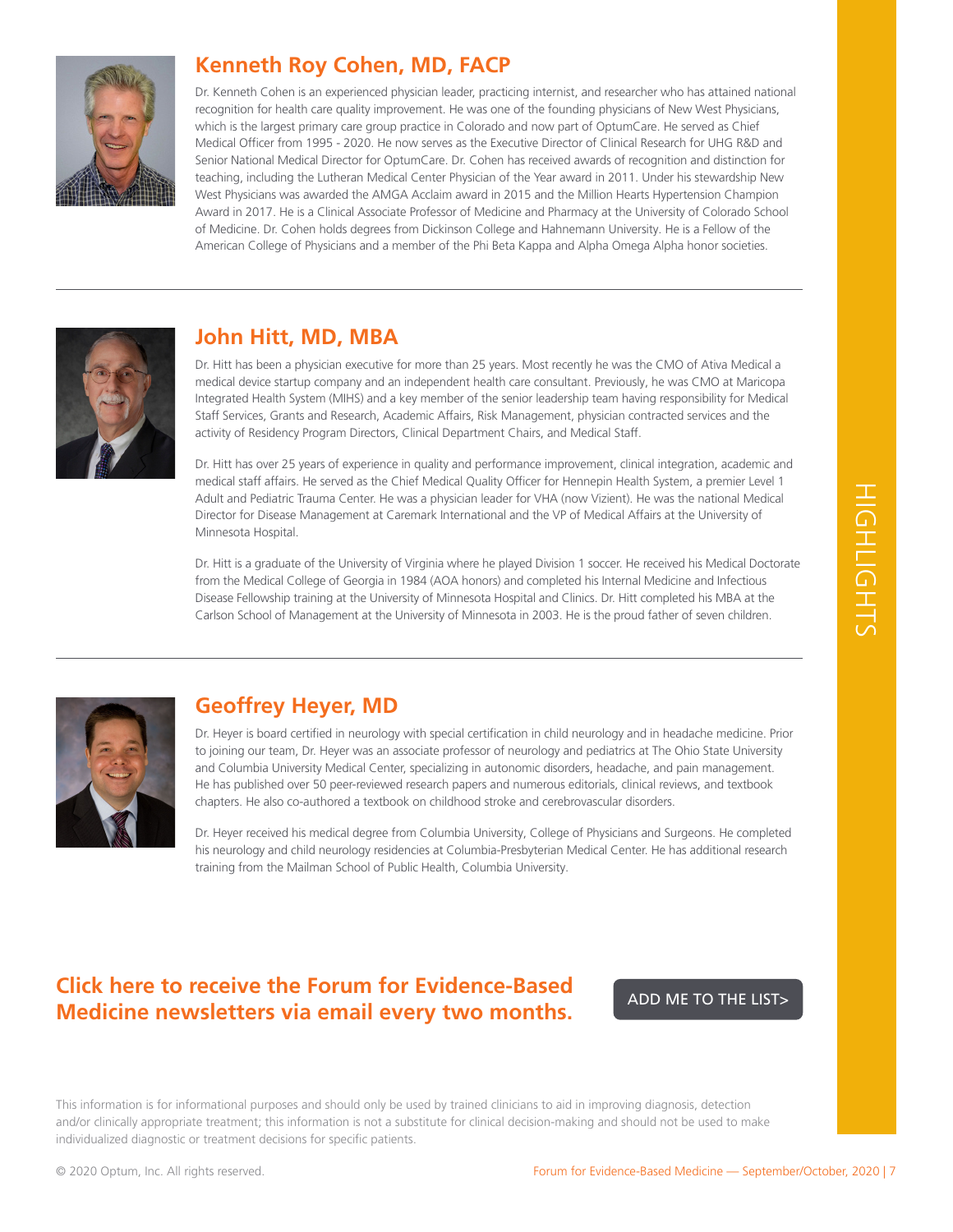## Kenneth Roy Cohen, MD, FACP

Dr. Kenneth Cohen is an experienced physician leader, practicing internist, and researcher who has attained national recognition for health care quality improvement. He was one of the founding physicians of New West Physicians, which is the largest primary care group practice in Colorado and now part of OptumCare. He served as Chief Medical Officer from 1995 - 2020. He now serves as the Executive Director of Clinical Research for UHG R&D and Senior National Medical Director for OptumCare. Dr. Cohen has received awards of recognition and distinction for teaching, including the Lutheran Medical Center Physician of the Year award in 2011. Under his stewardship New West Physicians was awarded the AMGA Acclaim award in 2015 and the Million Hearts Hypertension Champion Award in 2017. He is a Clinical Associate Professor of Medicine and Pharmacy at the University of Colorado School of Medicine. Dr. Cohen holds degrees from Dickinson College and Hahnemann University. He is a Fellow of the American College of Physicians and a member of the Phi Beta Kappa and Alpha Omega Alpha honor societies.

---

## John Hitt, MD, MBA

Dr. Hitt has been a physician executive for more than 25 years. Most recently he was the CMO of Ativa Medical a medical device startup company and an independent health care consultant. Previously, he was CMO at Maricopa Integrated Health System (MIHS) and a key member of the senior leadership team having responsibility for Medical Staff Services, Grants and Research, Academic Affairs, Risk Management, physician contracted services and the activity of Residency Program Directors, Clinical Department Chairs, and Medical Staff.

Dr. Hitt has over 25 years of experience in quality and performance improvement, clinical integration, academic and medical staff affairs. He served as the Chief Medical Quality Officer for Hennepin Health System, a premier Level 1 Adult and Pediatric Trauma Center. He was a physician leader for VHA (now Vizient). He was the national Medical Director for Disease Management at Caremark International and the VP of Medical Affairs at the University of Minnesota Hospital.

Dr. Hitt is a graduate of the University of Virginia where he played Division 1 soccer. He received his Medical Doctorate from the Medical College of Georgia in 1984 (AOA honors) and completed his Internal Medicine and Infectious Disease Fellowship training at the University of Minnesota Hospital and Clinics. Dr. Hitt completed his MBA at the Carlson School of Management at the University of Minnesota in 2003. He is the proud father of seven children.

---

## Geoffrey Heyer, MD

Dr. Heyer is board certified in neurology with special certification in child neurology and in headache medicine. Prior to joining our team, Dr. Heyer was an associate professor of neurology and pediatrics at The Ohio State University and Columbia University Medical Center, specializing in autonomic disorders, headache, and pain management. He has published over 50 peer-reviewed research papers and numerous editorials, clinical reviews, and textbook chapters. He also co-authored a textbook on childhood stroke and cerebrovascular disorders.

Dr. Heyer received his medical degree from Columbia University, College of Physicians and Surgeons. He completed his neurology and child neurology residencies at Columbia-Presbyterian Medical Center. He has additional research training from the Mailman School of Public Health, Columbia University.

**Click here to receive the Forum for Evidence-Based Medicine newsletters via email every two months.**

ADD ME TO THE LIST>

This information is for informational purposes and should only be used by trained clinicians to aid in improving diagnosis, detection and/or clinically appropriate treatment; this information is not a substitute for clinical decision-making and should not be used to make individualized diagnostic or treatment decisions for specific patients.

© 2020 Optum, Inc. All rights reserved.